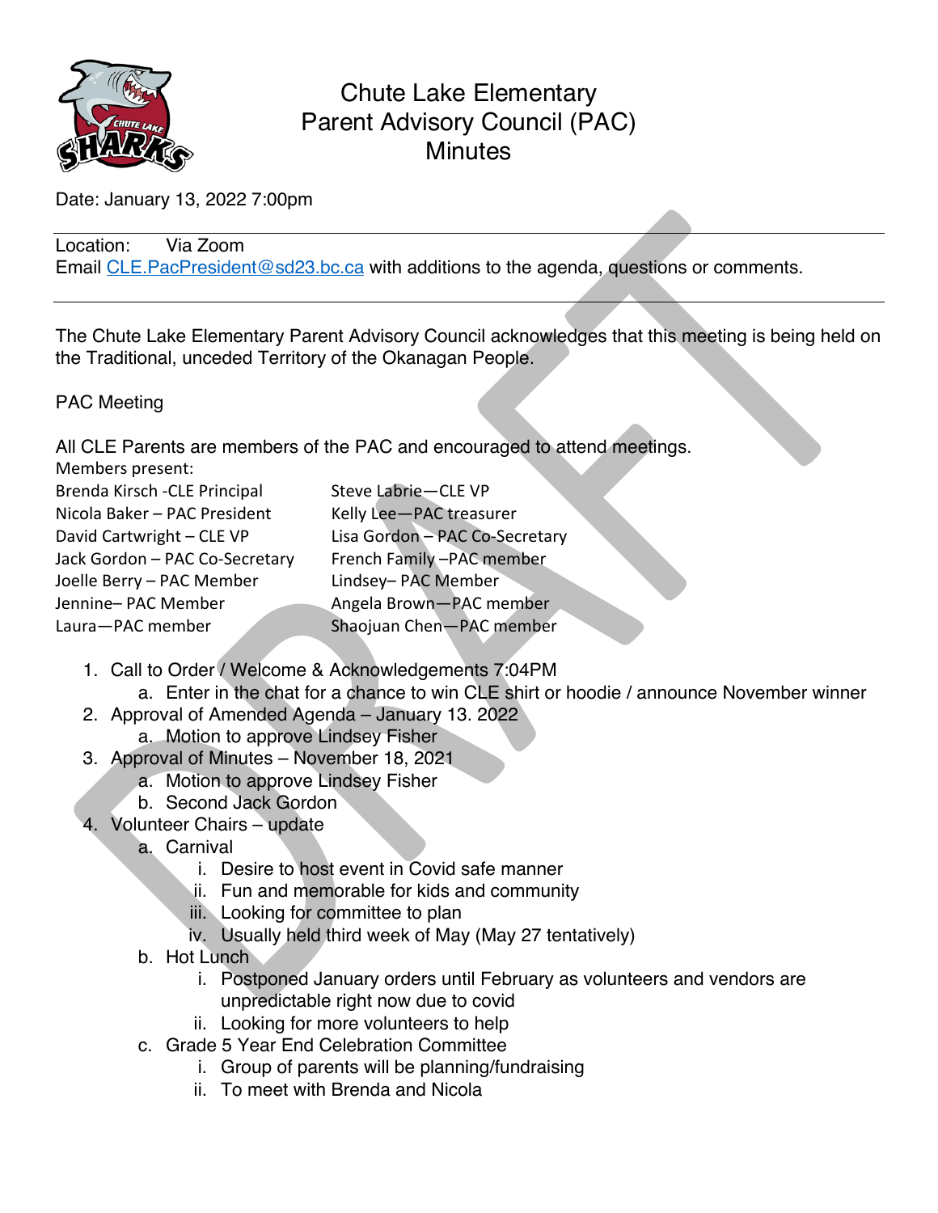# Chute Lake Elementary
## Parent Advisory Council (PAC)
## Minutes

Date: January 13, 2022 7:00pm

---

Location: Via Zoom

Email CLE.PacPresident@sd23.bc.ca with additions to the agenda, questions or comments.

---

The Chute Lake Elementary Parent Advisory Council acknowledges that this meeting is being held on the Traditional, unceded Territory of the Okanagan People.

PAC Meeting

All CLE Parents are members of the PAC and encouraged to attend meetings.

Members present:

| | |
|---|---|
| Brenda Kirsch -CLE Principal | Steve Labrie—CLE VP |
| Nicola Baker – PAC President | Kelly Lee—PAC treasurer |
| David Cartwright – CLE VP | Lisa Gordon – PAC Co-Secretary |
| Jack Gordon – PAC Co-Secretary | French Family –PAC member |
| Joelle Berry – PAC Member | Lindsey– PAC Member |
| Jennine– PAC Member | Angela Brown—PAC member |
| Laura—PAC member | Shaojuan Chen—PAC member |

1. Call to Order / Welcome & Acknowledgements 7:04PM
   a. Enter in the chat for a chance to win CLE shirt or hoodie / announce November winner
2. Approval of Amended Agenda – January 13. 2022
   a. Motion to approve Lindsey Fisher
3. Approval of Minutes – November 18, 2021
   a. Motion to approve Lindsey Fisher
   b. Second Jack Gordon
4. Volunteer Chairs – update
   a. Carnival
      i. Desire to host event in Covid safe manner
      ii. Fun and memorable for kids and community
      iii. Looking for committee to plan
      iv. Usually held third week of May (May 27 tentatively)
   b. Hot Lunch
      i. Postponed January orders until February as volunteers and vendors are unpredictable right now due to covid
      ii. Looking for more volunteers to help
   c. Grade 5 Year End Celebration Committee
      i. Group of parents will be planning/fundraising
      ii. To meet with Brenda and Nicola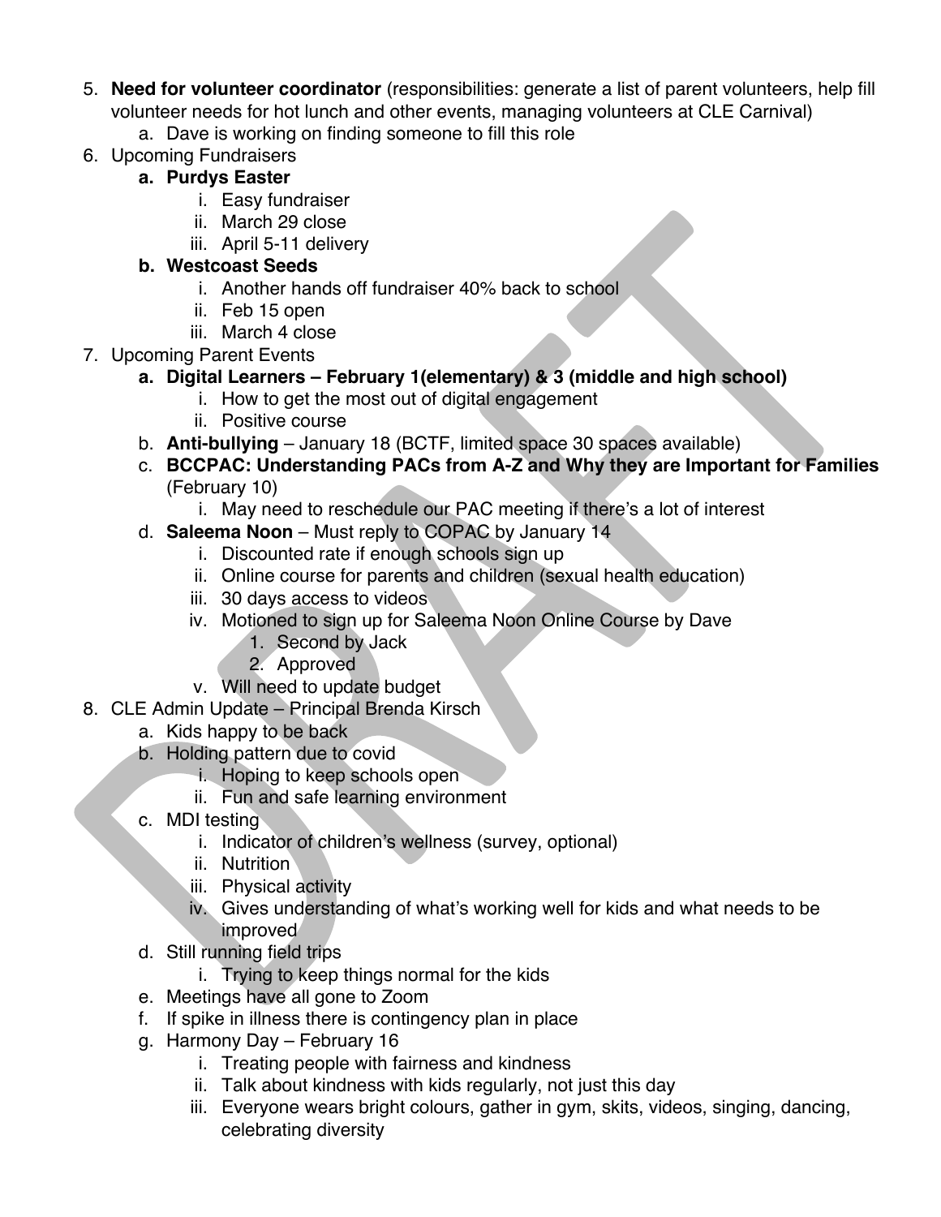5. **Need for volunteer coordinator** (responsibilities: generate a list of parent volunteers, help fill volunteer needs for hot lunch and other events, managing volunteers at CLE Carnival)
    a. Dave is working on finding someone to fill this role
6. Upcoming Fundraisers
    a. **Purdys Easter**
        i. Easy fundraiser
        ii. March 29 close
        iii. April 5-11 delivery
    b. **Westcoast Seeds**
        i. Another hands off fundraiser 40% back to school
        ii. Feb 15 open
        iii. March 4 close
7. Upcoming Parent Events
    a. **Digital Learners – February 1(elementary) & 3 (middle and high school)**
        i. How to get the most out of digital engagement
        ii. Positive course
    b. **Anti-bullying** – January 18 (BCTF, limited space 30 spaces available)
    c. **BCCPAC: Understanding PACs from A-Z and Why they are Important for Families** (February 10)
        i. May need to reschedule our PAC meeting if there's a lot of interest
    d. **Saleema Noon** – Must reply to COPAC by January 14
        i. Discounted rate if enough schools sign up
        ii. Online course for parents and children (sexual health education)
        iii. 30 days access to videos
        iv. Motioned to sign up for Saleema Noon Online Course by Dave
            1. Second by Jack
            2. Approved
        v. Will need to update budget
8. CLE Admin Update – Principal Brenda Kirsch
    a. Kids happy to be back
    b. Holding pattern due to covid
        i. Hoping to keep schools open
        ii. Fun and safe learning environment
    c. MDI testing
        i. Indicator of children's wellness (survey, optional)
        ii. Nutrition
        iii. Physical activity
        iv. Gives understanding of what's working well for kids and what needs to be improved
    d. Still running field trips
        i. Trying to keep things normal for the kids
    e. Meetings have all gone to Zoom
    f. If spike in illness there is contingency plan in place
    g. Harmony Day – February 16
        i. Treating people with fairness and kindness
        ii. Talk about kindness with kids regularly, not just this day
        iii. Everyone wears bright colours, gather in gym, skits, videos, singing, dancing, celebrating diversity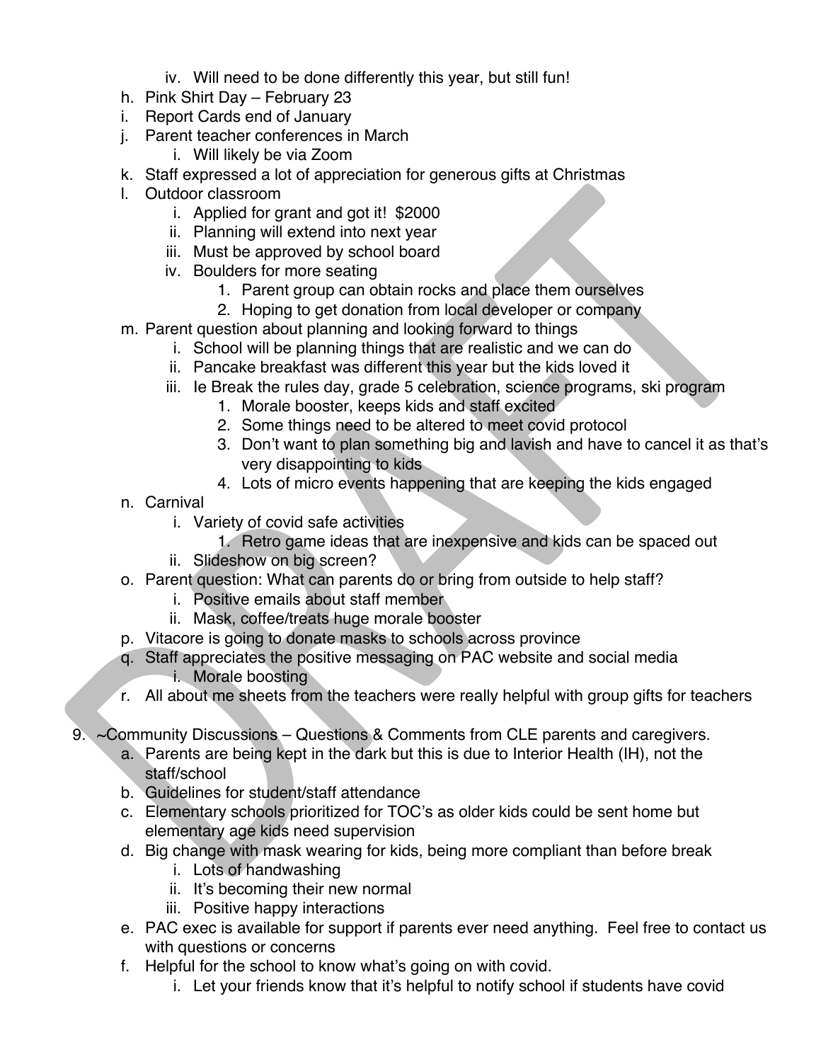- iv. Will need to be done differently this year, but still fun!

h. Pink Shirt Day – February 23

i. Report Cards end of January

j. Parent teacher conferences in March
   - i. Will likely be via Zoom

k. Staff expressed a lot of appreciation for generous gifts at Christmas

l. Outdoor classroom
   - i. Applied for grant and got it! $2000
   - ii. Planning will extend into next year
   - iii. Must be approved by school board
   - iv. Boulders for more seating
     1. Parent group can obtain rocks and place them ourselves
     2. Hoping to get donation from local developer or company

m. Parent question about planning and looking forward to things
   - i. School will be planning things that are realistic and we can do
   - ii. Pancake breakfast was different this year but the kids loved it
   - iii. Ie Break the rules day, grade 5 celebration, science programs, ski program
     1. Morale booster, keeps kids and staff excited
     2. Some things need to be altered to meet covid protocol
     3. Don't want to plan something big and lavish and have to cancel it as that's very disappointing to kids
     4. Lots of micro events happening that are keeping the kids engaged

n. Carnival
   - i. Variety of covid safe activities
     1. Retro game ideas that are inexpensive and kids can be spaced out
   - ii. Slideshow on big screen?

o. Parent question: What can parents do or bring from outside to help staff?
   - i. Positive emails about staff member
   - ii. Mask, coffee/treats huge morale booster

p. Vitacore is going to donate masks to schools across province

q. Staff appreciates the positive messaging on PAC website and social media
   - i. Morale boosting

r. All about me sheets from the teachers were really helpful with group gifts for teachers

9. ~Community Discussions – Questions & Comments from CLE parents and caregivers.

a. Parents are being kept in the dark but this is due to Interior Health (IH), not the staff/school

b. Guidelines for student/staff attendance

c. Elementary schools prioritized for TOC's as older kids could be sent home but elementary age kids need supervision

d. Big change with mask wearing for kids, being more compliant than before break
   - i. Lots of handwashing
   - ii. It's becoming their new normal
   - iii. Positive happy interactions

e. PAC exec is available for support if parents ever need anything. Feel free to contact us with questions or concerns

f. Helpful for the school to know what's going on with covid.
   - i. Let your friends know that it's helpful to notify school if students have covid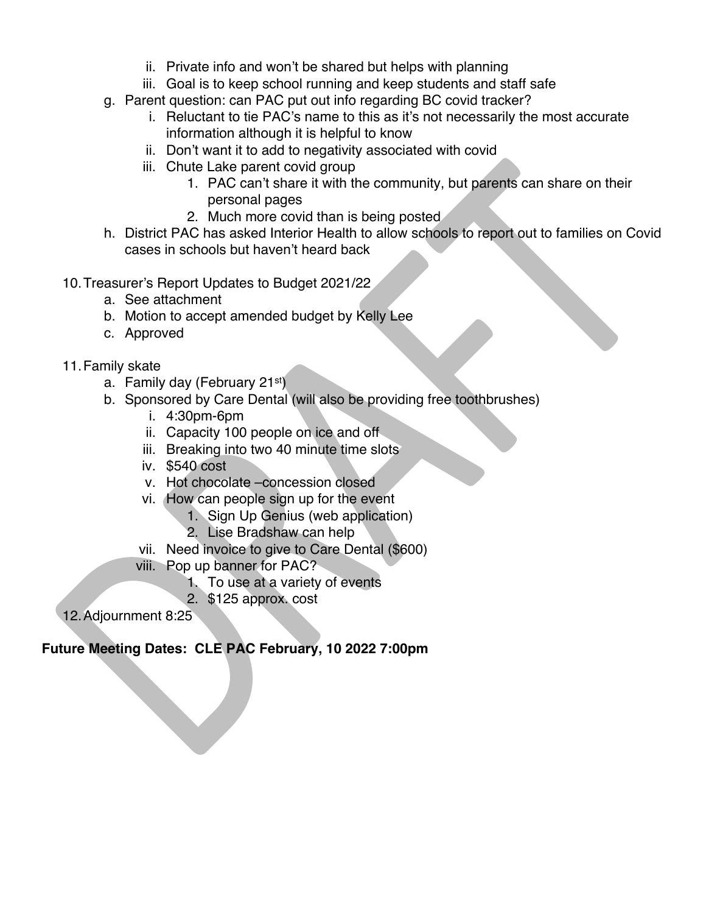ii. Private info and won't be shared but helps with planning
    iii. Goal is to keep school running and keep students and staff safe
  g. Parent question: can PAC put out info regarding BC covid tracker?
    i. Reluctant to tie PAC's name to this as it's not necessarily the most accurate information although it is helpful to know
    ii. Don't want it to add to negativity associated with covid
    iii. Chute Lake parent covid group
      1. PAC can't share it with the community, but parents can share on their personal pages
      2. Much more covid than is being posted
  h. District PAC has asked Interior Health to allow schools to report out to families on Covid cases in schools but haven't heard back

10. Treasurer's Report Updates to Budget 2021/22
  a. See attachment
  b. Motion to accept amended budget by Kelly Lee
  c. Approved

11. Family skate
  a. Family day (February 21st)
  b. Sponsored by Care Dental (will also be providing free toothbrushes)
    i. 4:30pm-6pm
    ii. Capacity 100 people on ice and off
    iii. Breaking into two 40 minute time slots
    iv. $540 cost
    v. Hot chocolate –concession closed
    vi. How can people sign up for the event
      1. Sign Up Genius (web application)
      2. Lise Bradshaw can help
    vii. Need invoice to give to Care Dental ($600)
    viii. Pop up banner for PAC?
      1. To use at a variety of events
      2. $125 approx. cost

12. Adjournment 8:25

**Future Meeting Dates: CLE PAC February, 10 2022 7:00pm**